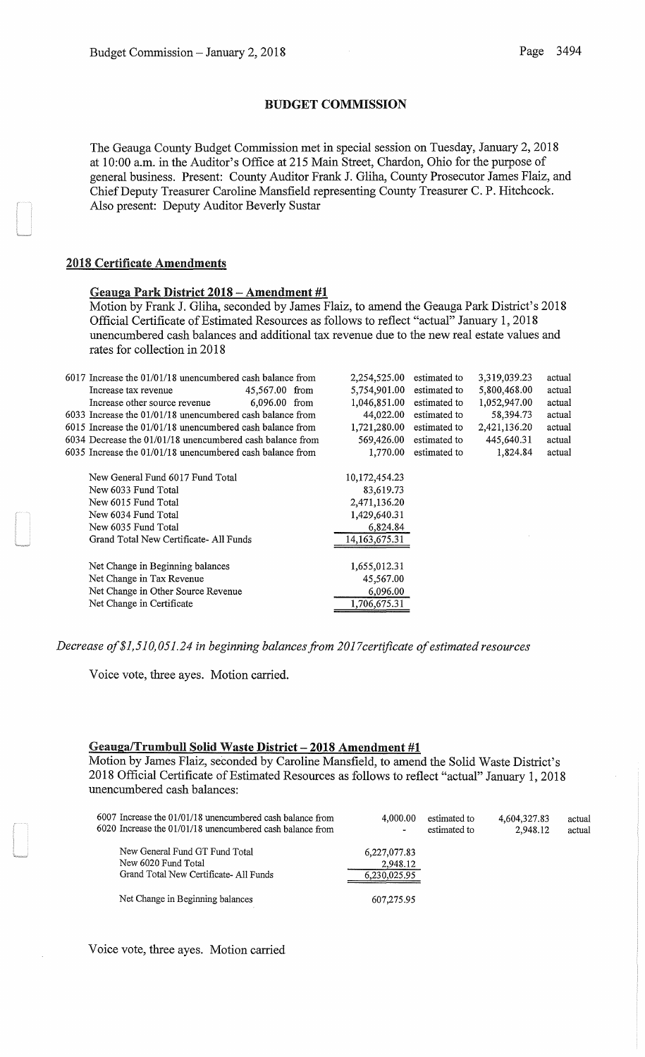## BUDGET COMMISSION

The Geauga County Budget Commission met in special session on Tuesday, January 2, 2018 at 10:00 a.m. in the Auditor's Office at 215 Main Street, Chardon, Ohio for the purpose of general business. Present: County Auditor Frank J. Gliha, County Prosecutor James Flaiz, and Chief Deputy Treasurer Caroline Mansfield representing County Treasurer C. P. Hitchcock. Also present: Deputy Auditor Beverly Sustar

### 2018 Certificate Amendments

#### Geauga Park District 2018 – Amendment #1

Motion by Frank J. Gliha, seconded by James Flaiz, to amend the Geauga Park District's 2018 Official Certificate of Estimated Resources as follows to reflect "actual" January 1, 2018 unencumbered cash balances and additional tax revenue due to the new real estate values and rates for collection in 2018

| | | | | | |
|---|---|---|---|---|---|
| 6017 Increase the 01/01/18 unencumbered cash balance from | | 2,254,525.00 | estimated to | 3,319,039.23 | actual |
| Increase tax revenue | 45,567.00 from | 5,754,901.00 | estimated to | 5,800,468.00 | actual |
| Increase other source revenue | 6,096.00 from | 1,046,851.00 | estimated to | 1,052,947.00 | actual |
| 6033 Increase the 01/01/18 unencumbered cash balance from | | 44,022.00 | estimated to | 58,394.73 | actual |
| 6015 Increase the 01/01/18 unencumbered cash balance from | | 1,721,280.00 | estimated to | 2,421,136.20 | actual |
| 6034 Decrease the 01/01/18 unencumbered cash balance from | | 569,426.00 | estimated to | 445,640.31 | actual |
| 6035 Increase the 01/01/18 unencumbered cash balance from | | 1,770.00 | estimated to | 1,824.84 | actual |

| | |
|---|---|
| New General Fund 6017 Fund Total | 10,172,454.23 |
| New 6033 Fund Total | 83,619.73 |
| New 6015 Fund Total | 2,471,136.20 |
| New 6034 Fund Total | 1,429,640.31 |
| New 6035 Fund Total | 6,824.84 |
| Grand Total New Certificate- All Funds | 14,163,675.31 |
| | |
| Net Change in Beginning balances | 1,655,012.31 |
| Net Change in Tax Revenue | 45,567.00 |
| Net Change in Other Source Revenue | 6,096.00 |
| Net Change in Certificate | 1,706,675.31 |

*Decrease of $1,510,051.24 in beginning balances from 2017certificate of estimated resources*

Voice vote, three ayes. Motion carried.

#### Geauga/Trumbull Solid Waste District – 2018 Amendment #1

Motion by James Flaiz, seconded by Caroline Mansfield, to amend the Solid Waste District's 2018 Official Certificate of Estimated Resources as follows to reflect "actual" January 1, 2018 unencumbered cash balances:

| | | | | |
|---|---|---|---|---|
| 6007 Increase the 01/01/18 unencumbered cash balance from | 4,000.00 | estimated to | 4,604,327.83 | actual |
| 6020 Increase the 01/01/18 unencumbered cash balance from | - | estimated to | 2,948.12 | actual |

| | |
|---|---|
| New General Fund GT Fund Total | 6,227,077.83 |
| New 6020 Fund Total | 2,948.12 |
| Grand Total New Certificate- All Funds | 6,230,025.95 |
| | |
| Net Change in Beginning balances | 607,275.95 |

Voice vote, three ayes. Motion carried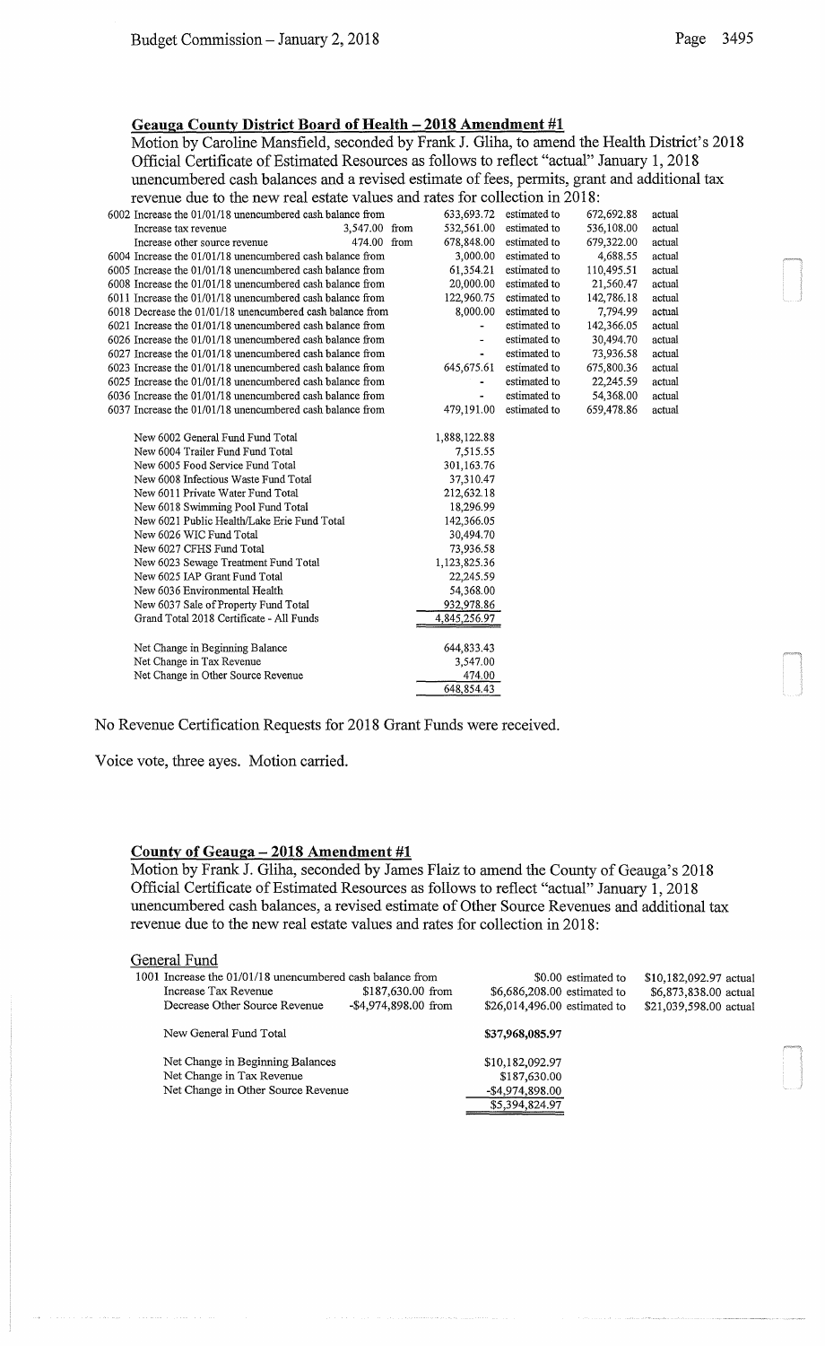## Geauga County District Board of Health – 2018 Amendment #1

Motion by Caroline Mansfield, seconded by Frank J. Gliha, to amend the Health District's 2018 Official Certificate of Estimated Resources as follows to reflect "actual" January 1, 2018 unencumbered cash balances and a revised estimate of fees, permits, grant and additional tax revenue due to the new real estate values and rates for collection in 2018:

| | | | | | | |
|---|---|---|---|---|---|---|
| 6002 Increase the 01/01/18 unencumbered cash balance from | | | 633,693.72 | estimated to | 672,692.88 | actual |
| Increase tax revenue | 3,547.00 | from | 532,561.00 | estimated to | 536,108.00 | actual |
| Increase other source revenue | 474.00 | from | 678,848.00 | estimated to | 679,322.00 | actual |
| 6004 Increase the 01/01/18 unencumbered cash balance from | | | 3,000.00 | estimated to | 4,688.55 | actual |
| 6005 Increase the 01/01/18 unencumbered cash balance from | | | 61,354.21 | estimated to | 110,495.51 | actual |
| 6008 Increase the 01/01/18 unencumbered cash balance from | | | 20,000.00 | estimated to | 21,560.47 | actual |
| 6011 Increase the 01/01/18 unencumbered cash balance from | | | 122,960.75 | estimated to | 142,786.18 | actual |
| 6018 Decrease the 01/01/18 unencumbered cash balance from | | | 8,000.00 | estimated to | 7,794.99 | actual |
| 6021 Increase the 01/01/18 unencumbered cash balance from | | | - | estimated to | 142,366.05 | actual |
| 6026 Increase the 01/01/18 unencumbered cash balance from | | | - | estimated to | 30,494.70 | actual |
| 6027 Increase the 01/01/18 unencumbered cash balance from | | | - | estimated to | 73,936.58 | actual |
| 6023 Increase the 01/01/18 unencumbered cash balance from | | | 645,675.61 | estimated to | 675,800.36 | actual |
| 6025 Increase the 01/01/18 unencumbered cash balance from | | | - | estimated to | 22,245.59 | actual |
| 6036 Increase the 01/01/18 unencumbered cash balance from | | | - | estimated to | 54,368.00 | actual |
| 6037 Increase the 01/01/18 unencumbered cash balance from | | | 479,191.00 | estimated to | 659,478.86 | actual |

| | |
|---|---|
| New 6002 General Fund Fund Total | 1,888,122.88 |
| New 6004 Trailer Fund Fund Total | 7,515.55 |
| New 6005 Food Service Fund Total | 301,163.76 |
| New 6008 Infectious Waste Fund Total | 37,310.47 |
| New 6011 Private Water Fund Total | 212,632.18 |
| New 6018 Swimming Pool Fund Total | 18,296.99 |
| New 6021 Public Health/Lake Erie Fund Total | 142,366.05 |
| New 6026 WIC Fund Total | 30,494.70 |
| New 6027 CFHS Fund Total | 73,936.58 |
| New 6023 Sewage Treatment Fund Total | 1,123,825.36 |
| New 6025 IAP Grant Fund Total | 22,245.59 |
| New 6036 Environmental Health | 54,368.00 |
| New 6037 Sale of Property Fund Total | 932,978.86 |
| Grand Total 2018 Certificate - All Funds | 4,845,256.97 |

| | |
|---|---|
| Net Change in Beginning Balance | 644,833.43 |
| Net Change in Tax Revenue | 3,547.00 |
| Net Change in Other Source Revenue | 474.00 |
| | 648,854.43 |

No Revenue Certification Requests for 2018 Grant Funds were received.

Voice vote, three ayes. Motion carried.

## County of Geauga – 2018 Amendment #1

Motion by Frank J. Gliha, seconded by James Flaiz to amend the County of Geauga's 2018 Official Certificate of Estimated Resources as follows to reflect "actual" January 1, 2018 unencumbered cash balances, a revised estimate of Other Source Revenues and additional tax revenue due to the new real estate values and rates for collection in 2018:

### General Fund

| | | | | | |
|---|---|---|---|---|---|
| 1001 Increase the 01/01/18 unencumbered cash balance from | | | $0.00 | estimated to | $10,182,092.97 actual |
| Increase Tax Revenue | $187,630.00 | from | $6,686,208.00 | estimated to | $6,873,838.00 actual |
| Decrease Other Source Revenue | -$4,974,898.00 | from | $26,014,496.00 | estimated to | $21,039,598.00 actual |

| | |
|---|---|
| New General Fund Total | $37,968,085.97 |

| | |
|---|---|
| Net Change in Beginning Balances | $10,182,092.97 |
| Net Change in Tax Revenue | $187,630.00 |
| Net Change in Other Source Revenue | -$4,974,898.00 |
| | $5,394,824.97 |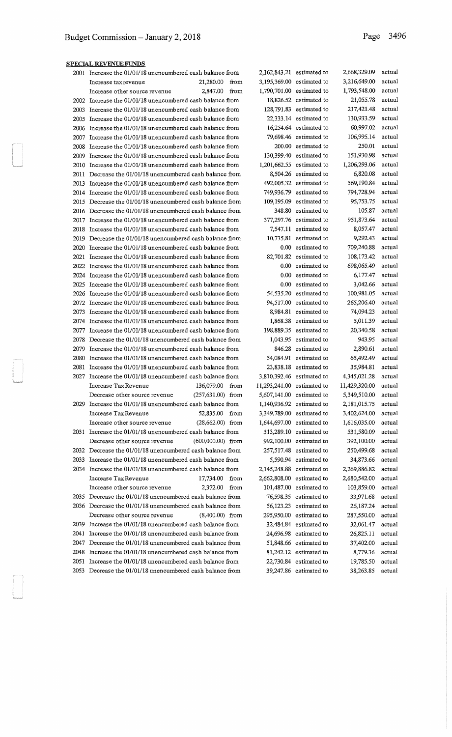## SPECIAL REVENUE FUNDS

| Fund | Description | Amount | | From | | To | |
|---|---|---|---|---|---|---|---|
| 2001 | Increase the 01/01/18 unencumbered cash balance from | | | 2,162,843.21 | estimated to | 2,668,329.09 | actual |
| | Increase tax revenue | 21,280.00 | from | 3,195,369.00 | estimated to | 3,216,649.00 | actual |
| | Increase other source revenue | 2,847.00 | from | 1,790,701.00 | estimated to | 1,793,548.00 | actual |
| 2002 | Increase the 01/01/18 unencumbered cash balance from | | | 18,826.52 | estimated to | 21,055.78 | actual |
| 2003 | Increase the 01/01/18 unencumbered cash balance from | | | 128,791.83 | estimated to | 217,421.48 | actual |
| 2005 | Increase the 01/01/18 unencumbered cash balance from | | | 22,333.14 | estimated to | 130,933.59 | actual |
| 2006 | Increase the 01/01/18 unencumbered cash balance from | | | 16,254.64 | estimated to | 60,997.02 | actual |
| 2007 | Increase the 01/01/18 unencumbered cash balance from | | | 79,698.46 | estimated to | 106,995.14 | actual |
| 2008 | Increase the 01/01/18 unencumbered cash balance from | | | 200.00 | estimated to | 250.01 | actual |
| 2009 | Increase the 01/01/18 unencumbered cash balance from | | | 130,399.40 | estimated to | 151,930.98 | actual |
| 2010 | Increase the 01/01/18 unencumbered cash balance from | | | 1,201,662.55 | estimated to | 1,206,293.06 | actual |
| 2011 | Decrease the 01/01/18 unencumbered cash balance from | | | 8,504.26 | estimated to | 6,820.08 | actual |
| 2013 | Increase the 01/01/18 unencumbered cash balance from | | | 492,005.32 | estimated to | 569,190.84 | actual |
| 2014 | Increase the 01/01/18 unencumbered cash balance from | | | 749,936.79 | estimated to | 794,728.94 | actual |
| 2015 | Decrease the 01/01/18 unencumbered cash balance from | | | 109,195.09 | estimated to | 95,753.75 | actual |
| 2016 | Decrease the 01/01/18 unencumbered cash balance from | | | 348.80 | estimated to | 105.87 | actual |
| 2017 | Increase the 01/01/18 unencumbered cash balance from | | | 377,297.76 | estimated to | 951,873.64 | actual |
| 2018 | Increase the 01/01/18 unencumbered cash balance from | | | 7,547.11 | estimated to | 8,057.47 | actual |
| 2019 | Decrease the 01/01/18 unencumbered cash balance from | | | 10,735.81 | estimated to | 9,292.43 | actual |
| 2020 | Increase the 01/01/18 unencumbered cash balance from | | | 0.00 | estimated to | 709,240.88 | actual |
| 2021 | Increase the 01/01/18 unencumbered cash balance from | | | 82,701.82 | estimated to | 108,173.42 | actual |
| 2022 | Increase the 01/01/18 unencumbered cash balance from | | | 0.00 | estimated to | 698,065.49 | actual |
| 2024 | Increase the 01/01/18 unencumbered cash balance from | | | 0.00 | estimated to | 6,177.47 | actual |
| 2025 | Increase the 01/01/18 unencumbered cash balance from | | | 0.00 | estimated to | 3,042.66 | actual |
| 2026 | Increase the 01/01/18 unencumbered cash balance from | | | 54,535.20 | estimated to | 100,981.05 | actual |
| 2072 | Increase the 01/01/18 unencumbered cash balance from | | | 94,517.00 | estimated to | 265,206.40 | actual |
| 2073 | Increase the 01/01/18 unencumbered cash balance from | | | 8,984.81 | estimated to | 74,094.23 | actual |
| 2074 | Increase the 01/01/18 unencumbered cash balance from | | | 1,868.38 | estimated to | 5,011.39 | actual |
| 2077 | Increase the 01/01/18 unencumbered cash balance from | | | 198,889.35 | estimated to | 20,340.58 | actual |
| 2078 | Decrease the 01/01/18 unencumbered cash balance from | | | 1,043.95 | estimated to | 943.95 | actual |
| 2079 | Increase the 01/01/18 unencumbered cash balance from | | | 846.28 | estimated to | 2,890.61 | actual |
| 2080 | Increase the 01/01/18 unencumbered cash balance from | | | 54,084.91 | estimated to | 65,492.49 | actual |
| 2081 | Increase the 01/01/18 unencumbered cash balance from | | | 23,838.18 | estimated to | 35,984.81 | actual |
| 2027 | Increase the 01/01/18 unencumbered cash balance from | | | 3,810,392.46 | estimated to | 4,345,021.28 | actual |
| | Increase Tax Revenue | 136,079.00 | from | 11,293,241.00 | estimated to | 11,429,320.00 | actual |
| | Decrease other source revenue | (257,631.00) | from | 5,607,141.00 | estimated to | 5,349,510.00 | actual |
| 2029 | Increase the 01/01/18 unencumbered cash balance from | | | 1,140,936.92 | estimated to | 2,181,015.75 | actual |
| | Increase Tax Revenue | 52,835.00 | from | 3,349,789.00 | estimated to | 3,402,624.00 | actual |
| | Increase other source revenue | (28,662.00) | from | 1,644,697.00 | estimated to | 1,616,035.00 | actual |
| 2031 | Increase the 01/01/18 unencumbered cash balance from | | | 313,289.10 | estimated to | 531,580.09 | actual |
| | Decrease other source revenue | (600,000.00) | from | 992,100.00 | estimated to | 392,100.00 | actual |
| 2032 | Decrease the 01/01/18 unencumbered cash balance from | | | 257,517.48 | estimated to | 250,499.68 | actual |
| 2033 | Increase the 01/01/18 unencumbered cash balance from | | | 5,590.94 | estimated to | 34,873.66 | actual |
| 2034 | Increase the 01/01/18 unencumbered cash balance from | | | 2,145,248.88 | estimated to | 2,269,886.82 | actual |
| | Increase Tax Revenue | 17,734.00 | from | 2,662,808.00 | estimated to | 2,680,542.00 | actual |
| | Increase other source revenue | 2,372.00 | from | 101,487.00 | estimated to | 103,859.00 | actual |
| 2035 | Decrease the 01/01/18 unencumbered cash balance from | | | 76,598.35 | estimated to | 33,971.68 | actual |
| 2036 | Decrease the 01/01/18 unencumbered cash balance from | | | 56,123.23 | estimated to | 26,187.24 | actual |
| | Decrease other source revenue | (8,400.00) | from | 295,950.00 | estimated to | 287,550.00 | actual |
| 2039 | Increase the 01/01/18 unencumbered cash balance from | | | 32,484.84 | estimated to | 32,061.47 | actual |
| 2041 | Increase the 01/01/18 unencumbered cash balance from | | | 24,696.98 | estimated to | 26,825.11 | actual |
| 2047 | Decrease the 01/01/18 unencumbered cash balance from | | | 51,848.66 | estimated to | 37,402.00 | actual |
| 2048 | Increase the 01/01/18 unencumbered cash balance from | | | 81,242.12 | estimated to | 8,779.36 | actual |
| 2051 | Increase the 01/01/18 unencumbered cash balance from | | | 22,730.84 | estimated to | 19,785.50 | actual |
| 2053 | Decrease the 01/01/18 unencumbered cash balance from | | | 39,247.86 | estimated to | 38,263.85 | actual |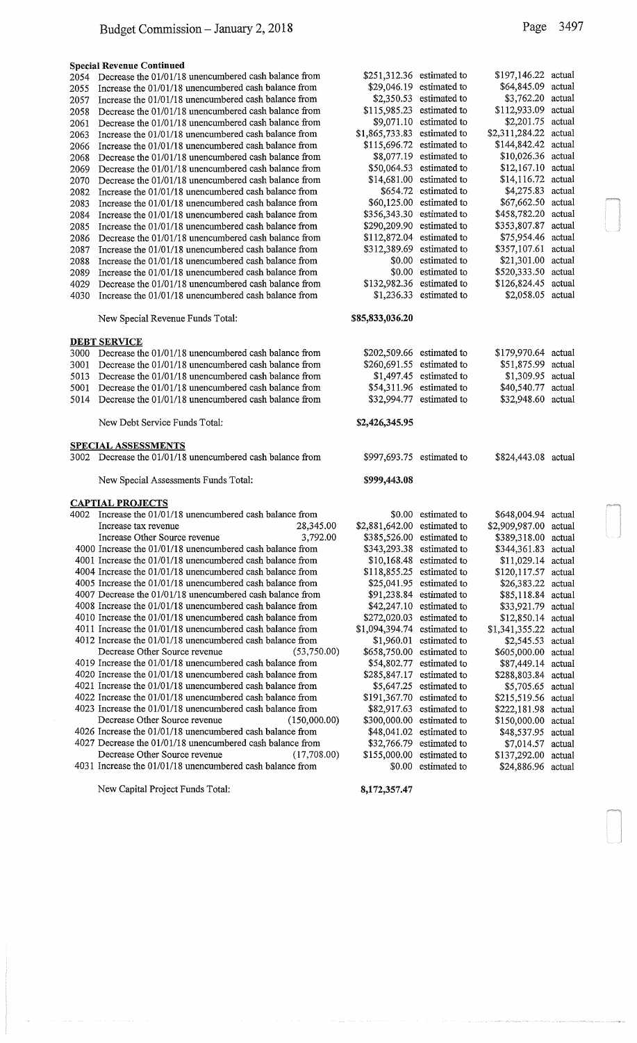**Special Revenue Continued**

| Fund | Description | | Estimated | | Actual | |
|---|---|---|---|---|---|---|
| 2054 | Decrease the 01/01/18 unencumbered cash balance from | | $251,312.36 | estimated to | $197,146.22 | actual |
| 2055 | Increase the 01/01/18 unencumbered cash balance from | | $29,046.19 | estimated to | $64,845.09 | actual |
| 2057 | Increase the 01/01/18 unencumbered cash balance from | | $2,350.53 | estimated to | $3,762.20 | actual |
| 2058 | Decrease the 01/01/18 unencumbered cash balance from | | $115,985.23 | estimated to | $112,933.09 | actual |
| 2061 | Decrease the 01/01/18 unencumbered cash balance from | | $9,071.10 | estimated to | $2,201.75 | actual |
| 2063 | Increase the 01/01/18 unencumbered cash balance from | | $1,865,733.83 | estimated to | $2,311,284.22 | actual |
| 2066 | Increase the 01/01/18 unencumbered cash balance from | | $115,696.72 | estimated to | $144,842.42 | actual |
| 2068 | Decrease the 01/01/18 unencumbered cash balance from | | $8,077.19 | estimated to | $10,026.36 | actual |
| 2069 | Decrease the 01/01/18 unencumbered cash balance from | | $50,064.53 | estimated to | $12,167.10 | actual |
| 2070 | Decrease the 01/01/18 unencumbered cash balance from | | $14,681.00 | estimated to | $14,116.72 | actual |
| 2082 | Increase the 01/01/18 unencumbered cash balance from | | $654.72 | estimated to | $4,275.83 | actual |
| 2083 | Increase the 01/01/18 unencumbered cash balance from | | $60,125.00 | estimated to | $67,662.50 | actual |
| 2084 | Increase the 01/01/18 unencumbered cash balance from | | $356,343.30 | estimated to | $458,782.20 | actual |
| 2085 | Increase the 01/01/18 unencumbered cash balance from | | $290,209.90 | estimated to | $353,807.87 | actual |
| 2086 | Decrease the 01/01/18 unencumbered cash balance from | | $112,872.04 | estimated to | $75,954.46 | actual |
| 2087 | Increase the 01/01/18 unencumbered cash balance from | | $312,389.69 | estimated to | $357,107.61 | actual |
| 2088 | Increase the 01/01/18 unencumbered cash balance from | | $0.00 | estimated to | $21,301.00 | actual |
| 2089 | Increase the 01/01/18 unencumbered cash balance from | | $0.00 | estimated to | $520,333.50 | actual |
| 4029 | Decrease the 01/01/18 unencumbered cash balance from | | $132,982.36 | estimated to | $126,824.45 | actual |
| 4030 | Increase the 01/01/18 unencumbered cash balance from | | $1,236.33 | estimated to | $2,058.05 | actual |
| | New Special Revenue Funds Total: | | **$85,833,036.20** | | | |

**DEBT SERVICE**

| Fund | Description | | Estimated | | Actual | |
|---|---|---|---|---|---|---|
| 3000 | Decrease the 01/01/18 unencumbered cash balance from | | $202,509.66 | estimated to | $179,970.64 | actual |
| 3001 | Decrease the 01/01/18 unencumbered cash balance from | | $260,691.55 | estimated to | $51,875.99 | actual |
| 5013 | Decrease the 01/01/18 unencumbered cash balance from | | $1,497.45 | estimated to | $1,309.95 | actual |
| 5001 | Decrease the 01/01/18 unencumbered cash balance from | | $54,311.96 | estimated to | $40,540.77 | actual |
| 5014 | Decrease the 01/01/18 unencumbered cash balance from | | $32,994.77 | estimated to | $32,948.60 | actual |
| | New Debt Service Funds Total: | | **$2,426,345.95** | | | |

**SPECIAL ASSESSMENTS**

| Fund | Description | | Estimated | | Actual | |
|---|---|---|---|---|---|---|
| 3002 | Decrease the 01/01/18 unencumbered cash balance from | | $997,693.75 | estimated to | $824,443.08 | actual |
| | New Special Assessments Funds Total: | | **$999,443.08** | | | |

**CAPTIAL PROJECTS**

| Fund | Description | Amount | Estimated | | Actual | |
|---|---|---|---|---|---|---|
| 4002 | Increase the 01/01/18 unencumbered cash balance from | | $0.00 | estimated to | $648,004.94 | actual |
| | Increase tax revenue | 28,345.00 | $2,881,642.00 | estimated to | $2,909,987.00 | actual |
| | Increase Other Source revenue | 3,792.00 | $385,526.00 | estimated to | $389,318.00 | actual |
| 4000 | Increase the 01/01/18 unencumbered cash balance from | | $343,293.38 | estimated to | $344,361.83 | actual |
| 4001 | Increase the 01/01/18 unencumbered cash balance from | | $10,168.48 | estimated to | $11,029.14 | actual |
| 4004 | Increase the 01/01/18 unencumbered cash balance from | | $118,855.25 | estimated to | $120,117.57 | actual |
| 4005 | Increase the 01/01/18 unencumbered cash balance from | | $25,041.95 | estimated to | $26,383.22 | actual |
| 4007 | Decrease the 01/01/18 unencumbered cash balance from | | $91,238.84 | estimated to | $85,118.84 | actual |
| 4008 | Increase the 01/01/18 unencumbered cash balance from | | $42,247.10 | estimated to | $33,921.79 | actual |
| 4010 | Increase the 01/01/18 unencumbered cash balance from | | $272,020.03 | estimated to | $12,850.14 | actual |
| 4011 | Increase the 01/01/18 unencumbered cash balance from | | $1,094,394.74 | estimated to | $1,341,355.22 | actual |
| 4012 | Increase the 01/01/18 unencumbered cash balance from | | $1,960.01 | estimated to | $2,545.53 | actual |
| | Decrease Other Source revenue | (53,750.00) | $658,750.00 | estimated to | $605,000.00 | actual |
| 4019 | Increase the 01/01/18 unencumbered cash balance from | | $54,802.77 | estimated to | $87,449.14 | actual |
| 4020 | Increase the 01/01/18 unencumbered cash balance from | | $285,847.17 | estimated to | $288,803.84 | actual |
| 4021 | Increase the 01/01/18 unencumbered cash balance from | | $5,647.25 | estimated to | $5,705.65 | actual |
| 4022 | Increase the 01/01/18 unencumbered cash balance from | | $191,367.70 | estimated to | $215,519.56 | actual |
| 4023 | Increase the 01/01/18 unencumbered cash balance from | | $82,917.63 | estimated to | $222,181.98 | actual |
| | Decrease Other Source revenue | (150,000.00) | $300,000.00 | estimated to | $150,000.00 | actual |
| 4026 | Increase the 01/01/18 unencumbered cash balance from | | $48,041.02 | estimated to | $48,537.95 | actual |
| 4027 | Decrease the 01/01/18 unencumbered cash balance from | | $32,766.79 | estimated to | $7,014.57 | actual |
| | Decrease Other Source revenue | (17,708.00) | $155,000.00 | estimated to | $137,292.00 | actual |
| 4031 | Increase the 01/01/18 unencumbered cash balance from | | $0.00 | estimated to | $24,886.96 | actual |
| | New Capital Project Funds Total: | | **8,172,357.47** | | | |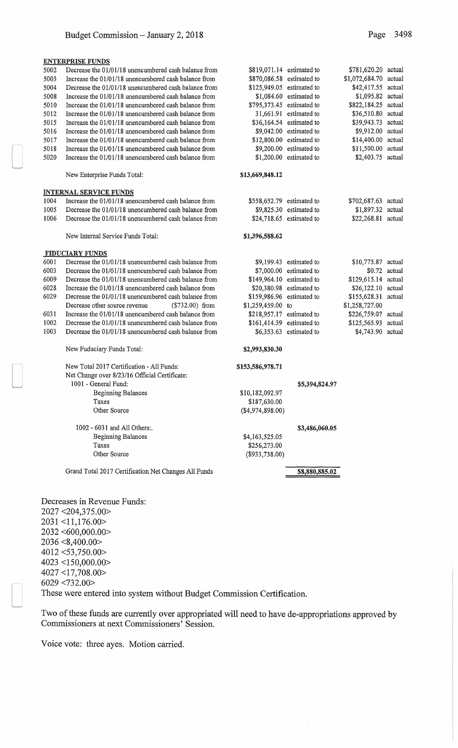**ENTERPRISE FUNDS**

| | | | | | |
|---|---|---|---|---|---|
| 5002 | Decrease the 01/01/18 unencumbered cash balance from | $819,071.14 | estimated to | $781,620.20 | actual |
| 5003 | Increase the 01/01/18 unencumbered cash balance from | $870,086.58 | estimated to | $1,072,684.70 | actual |
| 5004 | Decrease the 01/01/18 unencumbered cash balance from | $125,949.05 | estimated to | $42,417.55 | actual |
| 5008 | Increase the 01/01/18 unencumbered cash balance from | $1,084.60 | estimated to | $1,095.82 | actual |
| 5010 | Increase the 01/01/18 unencumbered cash balance from | $795,373.45 | estimated to | $822,184.25 | actual |
| 5012 | Increase the 01/01/18 unencumbered cash balance from | 31,661.91 | estimated to | $36,510.80 | actual |
| 5015 | Increase the 01/01/18 unencumbered cash balance from | $36,164.54 | estimated to | $39,943.73 | actual |
| 5016 | Increase the 01/01/18 unencumbered cash balance from | $9,042.00 | estimated to | $9,912.00 | actual |
| 5017 | Increase the 01/01/18 unencumbered cash balance from | $12,800.00 | estimated to | $14,400.00 | actual |
| 5018 | Increase the 01/01/18 unencumbered cash balance from | $9,200.00 | estimated to | $11,500.00 | actual |
| 5020 | Increase the 01/01/18 unencumbered cash balance from | $1,200.00 | estimated to | $2,403.75 | actual |
| | New Enterprise Funds Total: | $13,669,848.12 | | | |

**INTERNAL SERVICE FUNDS**

| | | | | | |
|---|---|---|---|---|---|
| 1004 | Increase the 01/01/18 unencumbered cash balance from | $558,652.79 | estimated to | $702,687.63 | actual |
| 1005 | Decrease the 01/01/18 unencumbered cash balance from | $9,825.30 | estimated to | $1,897.32 | actual |
| 1006 | Decrease the 01/01/18 unencumbered cash balance from | $24,718.65 | estimated to | $22,268.81 | actual |
| | New Internal Service Funds Total: | $1,396,588.62 | | | |

**FIDUCIARY FUNDS**

| | | | | | |
|---|---|---|---|---|---|
| 6001 | Decrease the 01/01/18 unencumbered cash balance from | $9,199.43 | estimated to | $10,775.87 | actual |
| 6003 | Decrease the 01/01/18 unencumbered cash balance from | $7,000.00 | estimated to | $0.72 | actual |
| 6009 | Decrease the 01/01/18 unencumbered cash balance from | $149,964.10 | estimated to | $129,615.14 | actual |
| 6028 | Increase the 01/01/18 unencumbered cash balance from | $20,380.98 | estimated to | $26,122.10 | actual |
| 6029 | Decrease the 01/01/18 unencumbered cash balance from | $159,986.96 | estimated to | $155,628.31 | actual |
| | Decrease other source revenue ($732.00) from | $1,259,459.00 | to | $1,258,727.00 | |
| 6031 | Increase the 01/01/18 unencumbered cash balance from | $218,957.17 | estimated to | $226,759.07 | actual |
| 1002 | Decrease the 01/01/18 unencumbered cash balance from | $161,414.39 | estimated to | $125,565.93 | actual |
| 1003 | Decrease the 01/01/18 unencumbered cash balance from | $6,353.63 | estimated to | $4,743.90 | actual |
| | New Fiduciary Funds Total: | $2,993,830.30 | | | |

| | | |
|---|---|---|
| New Total 2017 Certification - All Funds: | $153,586,978.71 | |
| Net Change over 8/23/16 Official Certificate: | | |
| 1001 - General Fund: | | $5,394,824.97 |
| Beginning Balances | $10,182,092.97 | |
| Taxes | $187,630.00 | |
| Other Source | ($4,974,898.00) | |
| 1002 - 6031 and All Others:. | | $3,486,060.05 |
| Beginning Balances | $4,163,525.05 | |
| Taxes | $256,273.00 | |
| Other Source | ($933,738.00) | |
| Grand Total 2017 Certification Net Changes All Funds | | $8,880,885.02 |

Decreases in Revenue Funds:
2027 <204,375.00>
2031 <11,176.00>
2032 <600,000.00>
2036 <8,400.00>
4012 <53,750.00>
4023 <150,000.00>
4027 <17,708.00>
6029 <732.00>
These were entered into system without Budget Commission Certification.

Two of these funds are currently over appropriated will need to have de-appropriations approved by Commissioners at next Commissioners' Session.

Voice vote: three ayes. Motion carried.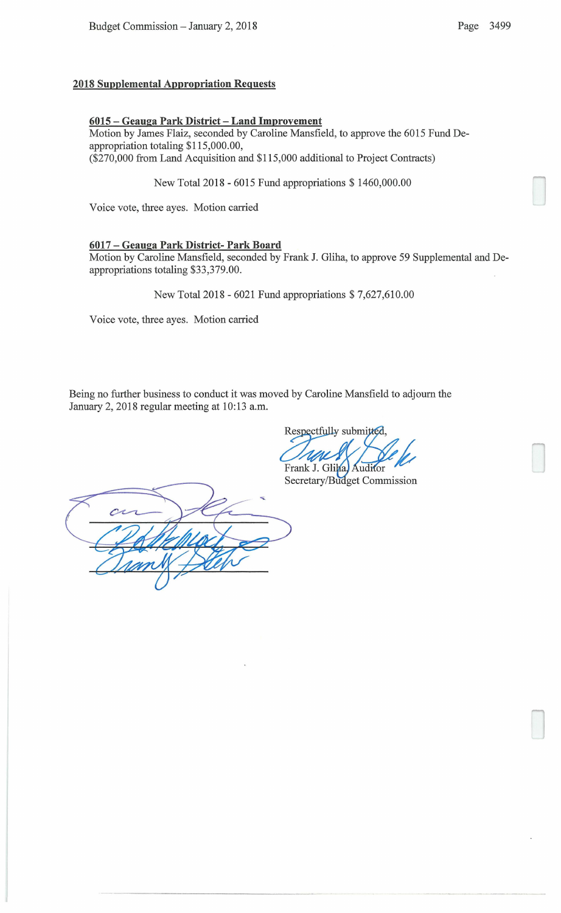## 2018 Supplemental Appropriation Requests

### 6015 – Geauga Park District – Land Improvement

Motion by James Flaiz, seconded by Caroline Mansfield, to approve the 6015 Fund De-appropriation totaling $115,000.00,
($270,000 from Land Acquisition and $115,000 additional to Project Contracts)

New Total 2018 - 6015 Fund appropriations $ 1460,000.00

Voice vote, three ayes. Motion carried

### 6017 – Geauga Park District- Park Board

Motion by Caroline Mansfield, seconded by Frank J. Gliha, to approve 59 Supplemental and De-appropriations totaling $33,379.00.

New Total 2018 - 6021 Fund appropriations $ 7,627,610.00

Voice vote, three ayes. Motion carried

Being no further business to conduct it was moved by Caroline Mansfield to adjourn the January 2, 2018 regular meeting at 10:13 a.m.

Respectfully submitted,

Frank J. Gliha, Auditor
Secretary/Budget Commission